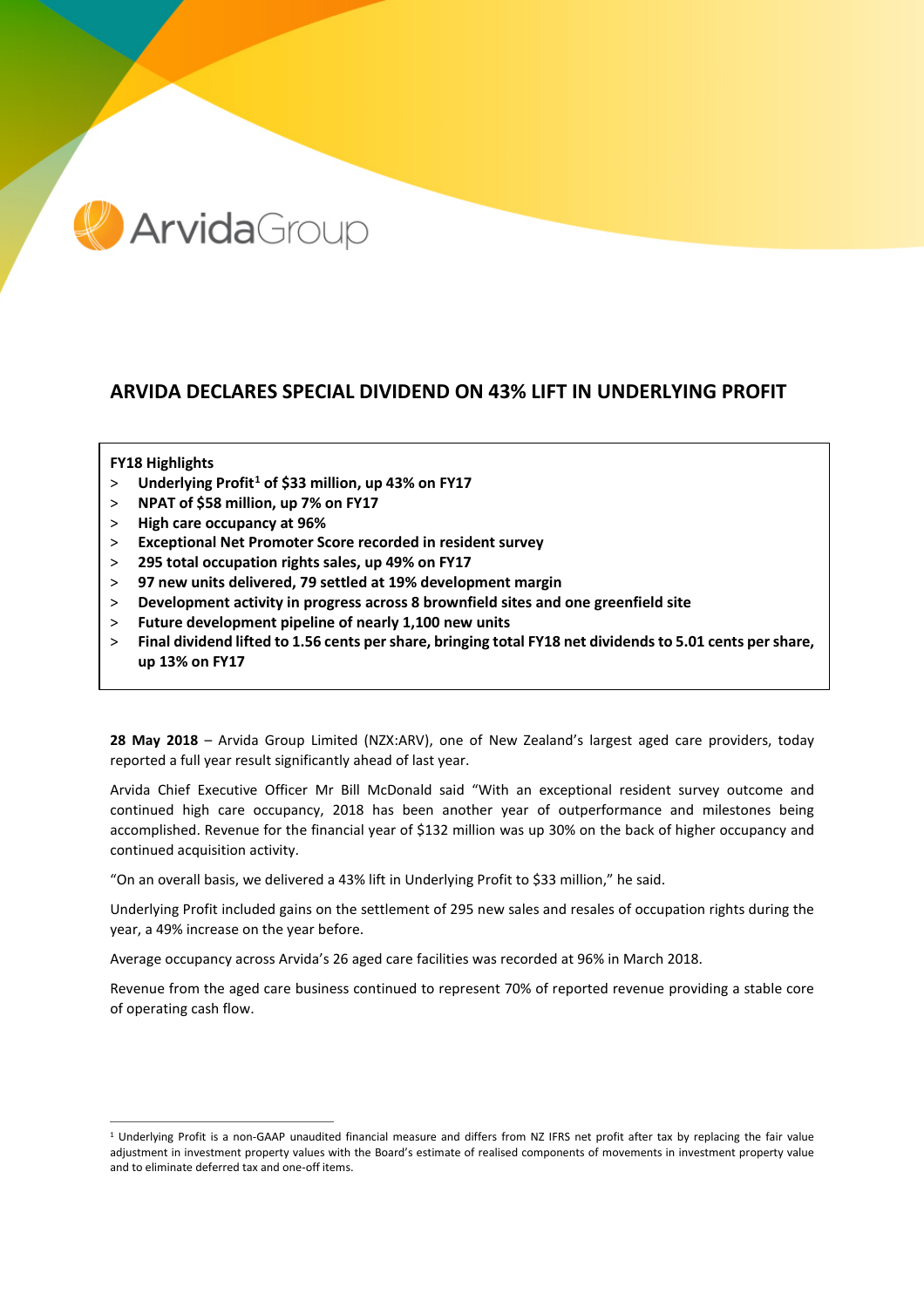# ARVIDA DECLARES SPECIAL DIVIDEND ON 43% LIFT IN UNDERLYING PROFIT

**FY18 Highlights**

- **Underlying Profit[1] of $33 million, up 43% on FY17**
- **NPAT of $58 million, up 7% on FY17**
- **High care occupancy at 96%**
- **Exceptional Net Promoter Score recorded in resident survey**
- **295 total occupation rights sales, up 49% on FY17**
- **97 new units delivered, 79 settled at 19% development margin**
- **Development activity in progress across 8 brownfield sites and one greenfield site**
- **Future development pipeline of nearly 1,100 new units**
- **Final dividend lifted to 1.56 cents per share, bringing total FY18 net dividends to 5.01 cents per share, up 13% on FY17**

**28 May 2018** – Arvida Group Limited (NZX:ARV), one of New Zealand's largest aged care providers, today reported a full year result significantly ahead of last year.

Arvida Chief Executive Officer Mr Bill McDonald said "With an exceptional resident survey outcome and continued high care occupancy, 2018 has been another year of outperformance and milestones being accomplished. Revenue for the financial year of $132 million was up 30% on the back of higher occupancy and continued acquisition activity.

"On an overall basis, we delivered a 43% lift in Underlying Profit to $33 million," he said.

Underlying Profit included gains on the settlement of 295 new sales and resales of occupation rights during the year, a 49% increase on the year before.

Average occupancy across Arvida's 26 aged care facilities was recorded at 96% in March 2018.

Revenue from the aged care business continued to represent 70% of reported revenue providing a stable core of operating cash flow.

[1] Underlying Profit is a non-GAAP unaudited financial measure and differs from NZ IFRS net profit after tax by replacing the fair value adjustment in investment property values with the Board's estimate of realised components of movements in investment property value and to eliminate deferred tax and one-off items.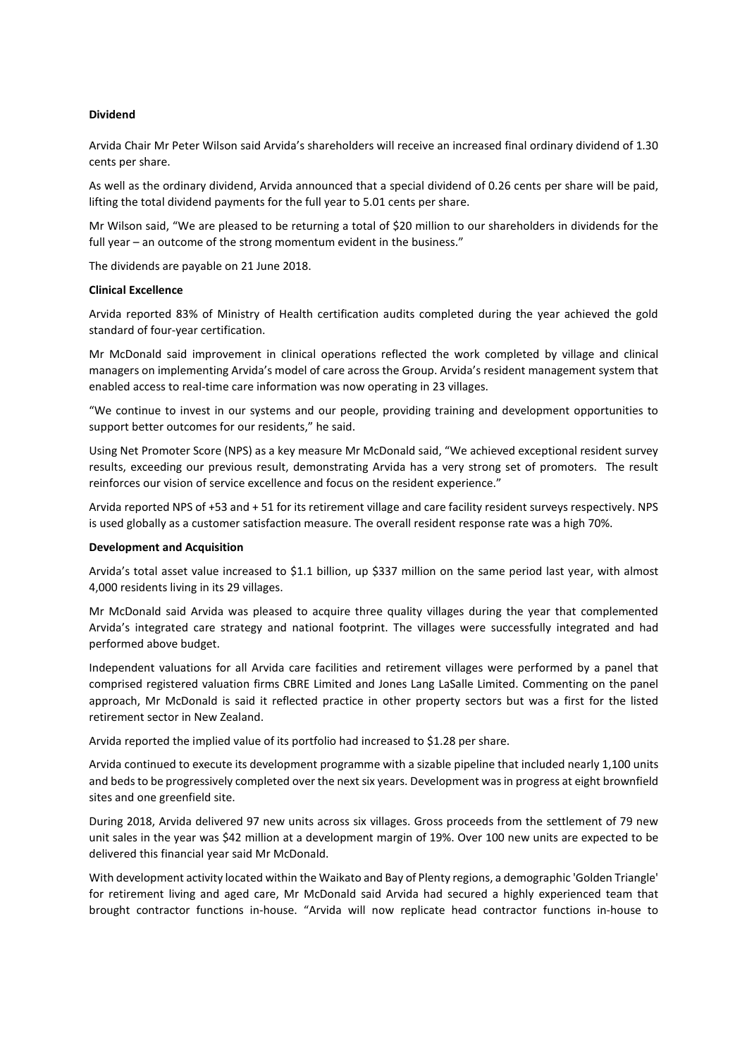**Dividend**

Arvida Chair Mr Peter Wilson said Arvida's shareholders will receive an increased final ordinary dividend of 1.30 cents per share.

As well as the ordinary dividend, Arvida announced that a special dividend of 0.26 cents per share will be paid, lifting the total dividend payments for the full year to 5.01 cents per share.

Mr Wilson said, "We are pleased to be returning a total of $20 million to our shareholders in dividends for the full year – an outcome of the strong momentum evident in the business."

The dividends are payable on 21 June 2018.

**Clinical Excellence**

Arvida reported 83% of Ministry of Health certification audits completed during the year achieved the gold standard of four-year certification.

Mr McDonald said improvement in clinical operations reflected the work completed by village and clinical managers on implementing Arvida's model of care across the Group. Arvida's resident management system that enabled access to real-time care information was now operating in 23 villages.

"We continue to invest in our systems and our people, providing training and development opportunities to support better outcomes for our residents," he said.

Using Net Promoter Score (NPS) as a key measure Mr McDonald said, "We achieved exceptional resident survey results, exceeding our previous result, demonstrating Arvida has a very strong set of promoters. The result reinforces our vision of service excellence and focus on the resident experience."

Arvida reported NPS of +53 and + 51 for its retirement village and care facility resident surveys respectively. NPS is used globally as a customer satisfaction measure. The overall resident response rate was a high 70%.

**Development and Acquisition**

Arvida's total asset value increased to $1.1 billion, up $337 million on the same period last year, with almost 4,000 residents living in its 29 villages.

Mr McDonald said Arvida was pleased to acquire three quality villages during the year that complemented Arvida's integrated care strategy and national footprint. The villages were successfully integrated and had performed above budget.

Independent valuations for all Arvida care facilities and retirement villages were performed by a panel that comprised registered valuation firms CBRE Limited and Jones Lang LaSalle Limited. Commenting on the panel approach, Mr McDonald is said it reflected practice in other property sectors but was a first for the listed retirement sector in New Zealand.

Arvida reported the implied value of its portfolio had increased to $1.28 per share.

Arvida continued to execute its development programme with a sizable pipeline that included nearly 1,100 units and beds to be progressively completed over the next six years. Development was in progress at eight brownfield sites and one greenfield site.

During 2018, Arvida delivered 97 new units across six villages. Gross proceeds from the settlement of 79 new unit sales in the year was $42 million at a development margin of 19%. Over 100 new units are expected to be delivered this financial year said Mr McDonald.

With development activity located within the Waikato and Bay of Plenty regions, a demographic 'Golden Triangle' for retirement living and aged care, Mr McDonald said Arvida had secured a highly experienced team that brought contractor functions in-house. "Arvida will now replicate head contractor functions in-house to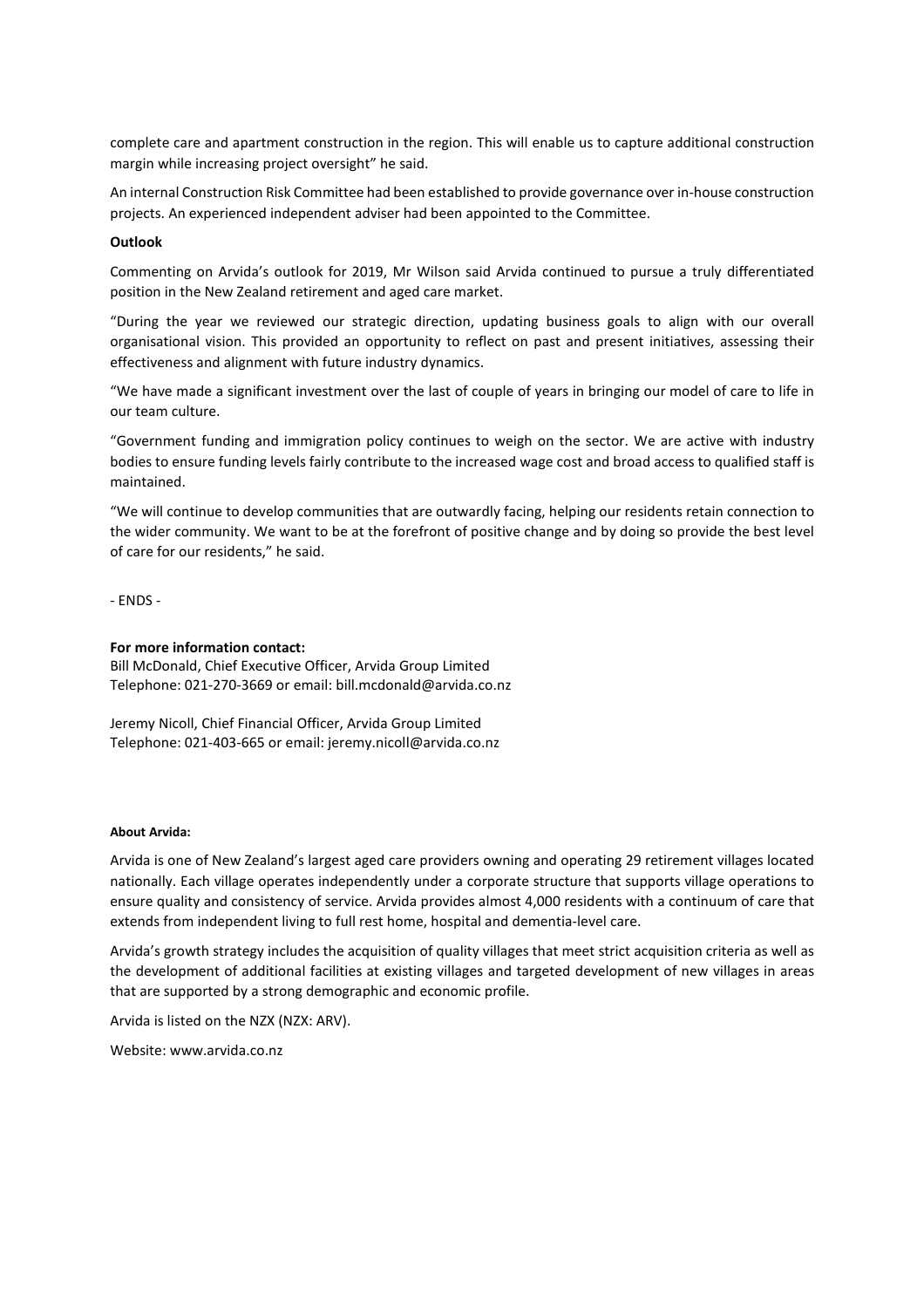complete care and apartment construction in the region. This will enable us to capture additional construction margin while increasing project oversight" he said.

An internal Construction Risk Committee had been established to provide governance over in-house construction projects. An experienced independent adviser had been appointed to the Committee.

**Outlook**

Commenting on Arvida's outlook for 2019, Mr Wilson said Arvida continued to pursue a truly differentiated position in the New Zealand retirement and aged care market.

"During the year we reviewed our strategic direction, updating business goals to align with our overall organisational vision. This provided an opportunity to reflect on past and present initiatives, assessing their effectiveness and alignment with future industry dynamics.

"We have made a significant investment over the last of couple of years in bringing our model of care to life in our team culture.

"Government funding and immigration policy continues to weigh on the sector. We are active with industry bodies to ensure funding levels fairly contribute to the increased wage cost and broad access to qualified staff is maintained.

"We will continue to develop communities that are outwardly facing, helping our residents retain connection to the wider community. We want to be at the forefront of positive change and by doing so provide the best level of care for our residents," he said.

- ENDS -

**For more information contact:**
Bill McDonald, Chief Executive Officer, Arvida Group Limited
Telephone: 021-270-3669 or email: bill.mcdonald@arvida.co.nz

Jeremy Nicoll, Chief Financial Officer, Arvida Group Limited
Telephone: 021-403-665 or email: jeremy.nicoll@arvida.co.nz

**About Arvida:**

Arvida is one of New Zealand's largest aged care providers owning and operating 29 retirement villages located nationally. Each village operates independently under a corporate structure that supports village operations to ensure quality and consistency of service. Arvida provides almost 4,000 residents with a continuum of care that extends from independent living to full rest home, hospital and dementia-level care.

Arvida's growth strategy includes the acquisition of quality villages that meet strict acquisition criteria as well as the development of additional facilities at existing villages and targeted development of new villages in areas that are supported by a strong demographic and economic profile.

Arvida is listed on the NZX (NZX: ARV).

Website: www.arvida.co.nz